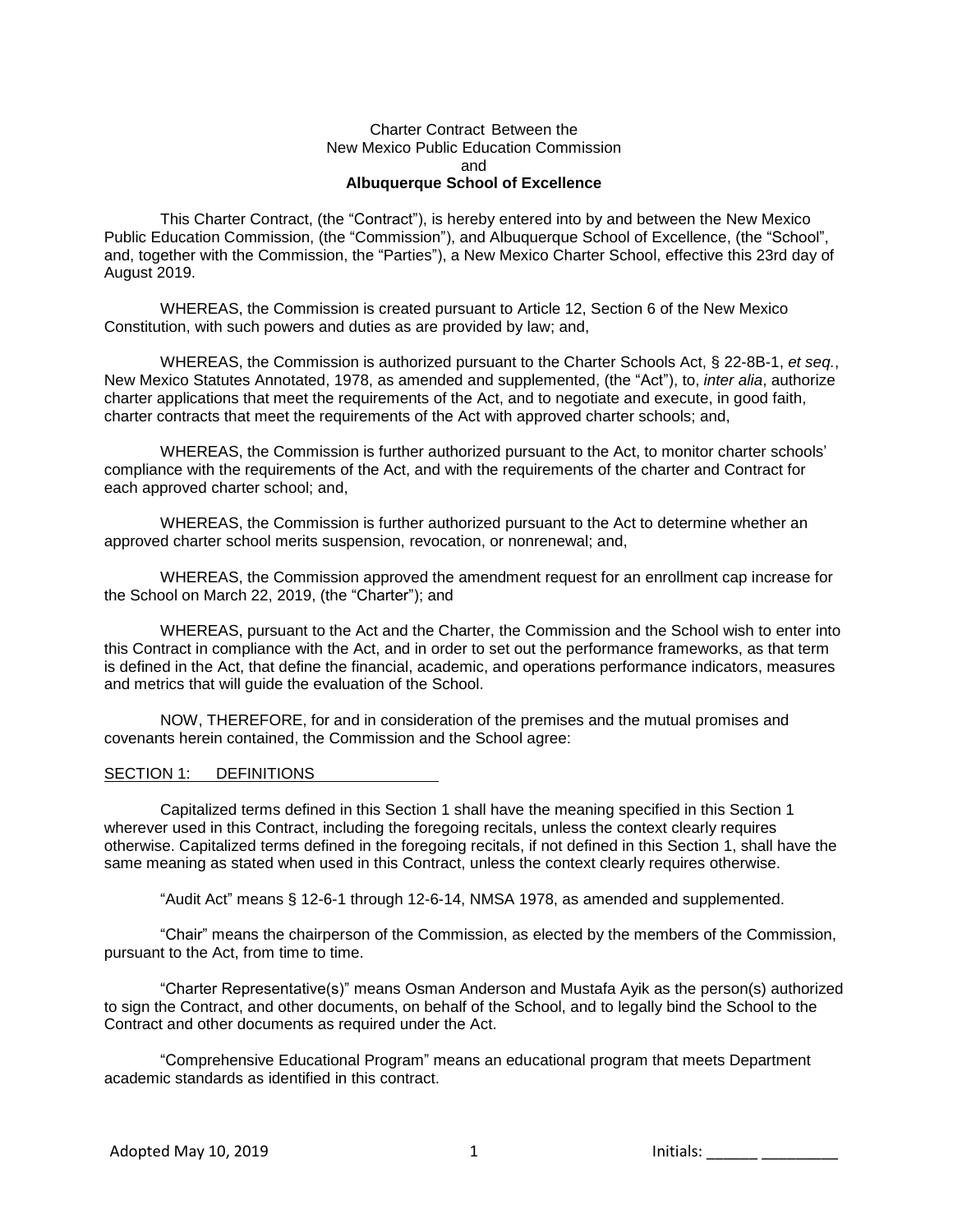Charter Contract Between the
New Mexico Public Education Commission
and
**Albuquerque School of Excellence**

This Charter Contract, (the "Contract"), is hereby entered into by and between the New Mexico Public Education Commission, (the "Commission"), and Albuquerque School of Excellence, (the "School", and, together with the Commission, the "Parties"), a New Mexico Charter School, effective this 23rd day of August 2019.

WHEREAS, the Commission is created pursuant to Article 12, Section 6 of the New Mexico Constitution, with such powers and duties as are provided by law; and,

WHEREAS, the Commission is authorized pursuant to the Charter Schools Act, § 22-8B-1, *et seq.*, New Mexico Statutes Annotated, 1978, as amended and supplemented, (the "Act"), to, *inter alia*, authorize charter applications that meet the requirements of the Act, and to negotiate and execute, in good faith, charter contracts that meet the requirements of the Act with approved charter schools; and,

WHEREAS, the Commission is further authorized pursuant to the Act, to monitor charter schools' compliance with the requirements of the Act, and with the requirements of the charter and Contract for each approved charter school; and,

WHEREAS, the Commission is further authorized pursuant to the Act to determine whether an approved charter school merits suspension, revocation, or nonrenewal; and,

WHEREAS, the Commission approved the amendment request for an enrollment cap increase for the School on March 22, 2019, (the "Charter"); and

WHEREAS, pursuant to the Act and the Charter, the Commission and the School wish to enter into this Contract in compliance with the Act, and in order to set out the performance frameworks, as that term is defined in the Act, that define the financial, academic, and operations performance indicators, measures and metrics that will guide the evaluation of the School.

NOW, THEREFORE, for and in consideration of the premises and the mutual promises and covenants herein contained, the Commission and the School agree:

## SECTION 1: DEFINITIONS

Capitalized terms defined in this Section 1 shall have the meaning specified in this Section 1 wherever used in this Contract, including the foregoing recitals, unless the context clearly requires otherwise. Capitalized terms defined in the foregoing recitals, if not defined in this Section 1, shall have the same meaning as stated when used in this Contract, unless the context clearly requires otherwise.

"Audit Act" means § 12-6-1 through 12-6-14, NMSA 1978, as amended and supplemented.

"Chair" means the chairperson of the Commission, as elected by the members of the Commission, pursuant to the Act, from time to time.

"Charter Representative(s)" means Osman Anderson and Mustafa Ayik as the person(s) authorized to sign the Contract, and other documents, on behalf of the School, and to legally bind the School to the Contract and other documents as required under the Act.

"Comprehensive Educational Program" means an educational program that meets Department academic standards as identified in this contract.

Adopted May 10, 2019

Initials: ______ _________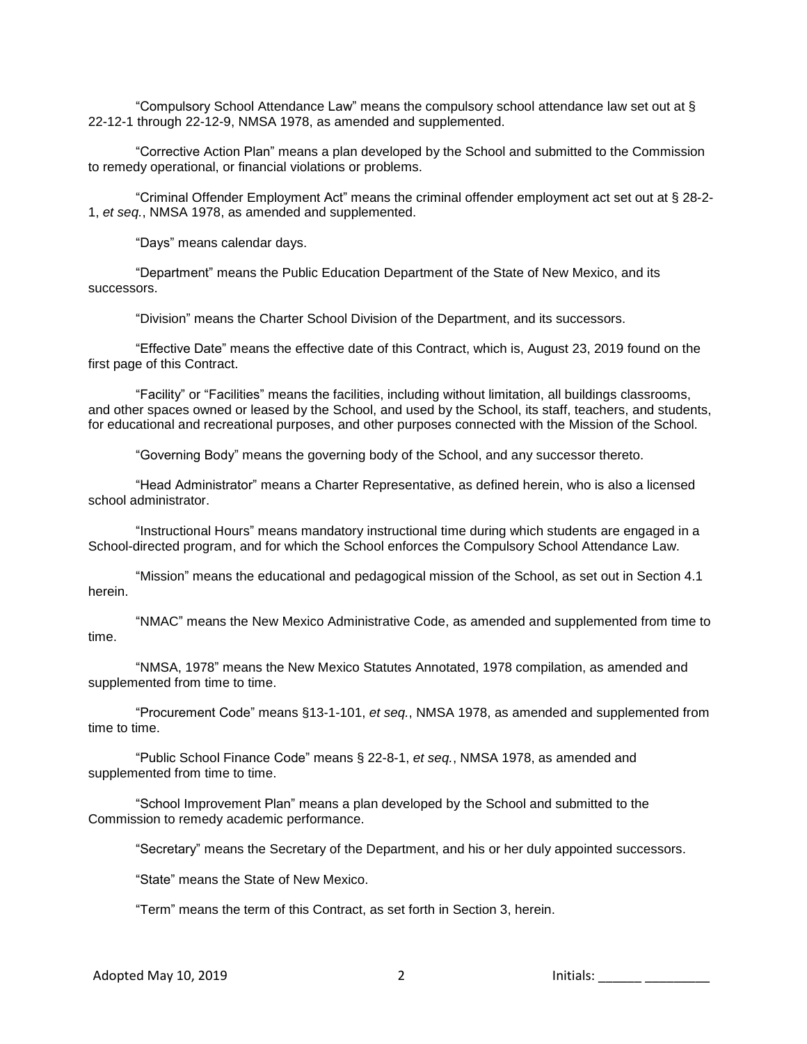"Compulsory School Attendance Law" means the compulsory school attendance law set out at § 22-12-1 through 22-12-9, NMSA 1978, as amended and supplemented.

"Corrective Action Plan" means a plan developed by the School and submitted to the Commission to remedy operational, or financial violations or problems.

"Criminal Offender Employment Act" means the criminal offender employment act set out at § 28-2-1, *et seq.*, NMSA 1978, as amended and supplemented.

"Days" means calendar days.

"Department" means the Public Education Department of the State of New Mexico, and its successors.

"Division" means the Charter School Division of the Department, and its successors.

"Effective Date" means the effective date of this Contract, which is, August 23, 2019 found on the first page of this Contract.

"Facility" or "Facilities" means the facilities, including without limitation, all buildings classrooms, and other spaces owned or leased by the School, and used by the School, its staff, teachers, and students, for educational and recreational purposes, and other purposes connected with the Mission of the School.

"Governing Body" means the governing body of the School, and any successor thereto.

"Head Administrator" means a Charter Representative, as defined herein, who is also a licensed school administrator.

"Instructional Hours" means mandatory instructional time during which students are engaged in a School-directed program, and for which the School enforces the Compulsory School Attendance Law.

"Mission" means the educational and pedagogical mission of the School, as set out in Section 4.1 herein.

"NMAC" means the New Mexico Administrative Code, as amended and supplemented from time to time.

"NMSA, 1978" means the New Mexico Statutes Annotated, 1978 compilation, as amended and supplemented from time to time.

"Procurement Code" means §13-1-101, *et seq.*, NMSA 1978, as amended and supplemented from time to time.

"Public School Finance Code" means § 22-8-1, *et seq.*, NMSA 1978, as amended and supplemented from time to time.

"School Improvement Plan" means a plan developed by the School and submitted to the Commission to remedy academic performance.

"Secretary" means the Secretary of the Department, and his or her duly appointed successors.

"State" means the State of New Mexico.

"Term" means the term of this Contract, as set forth in Section 3, herein.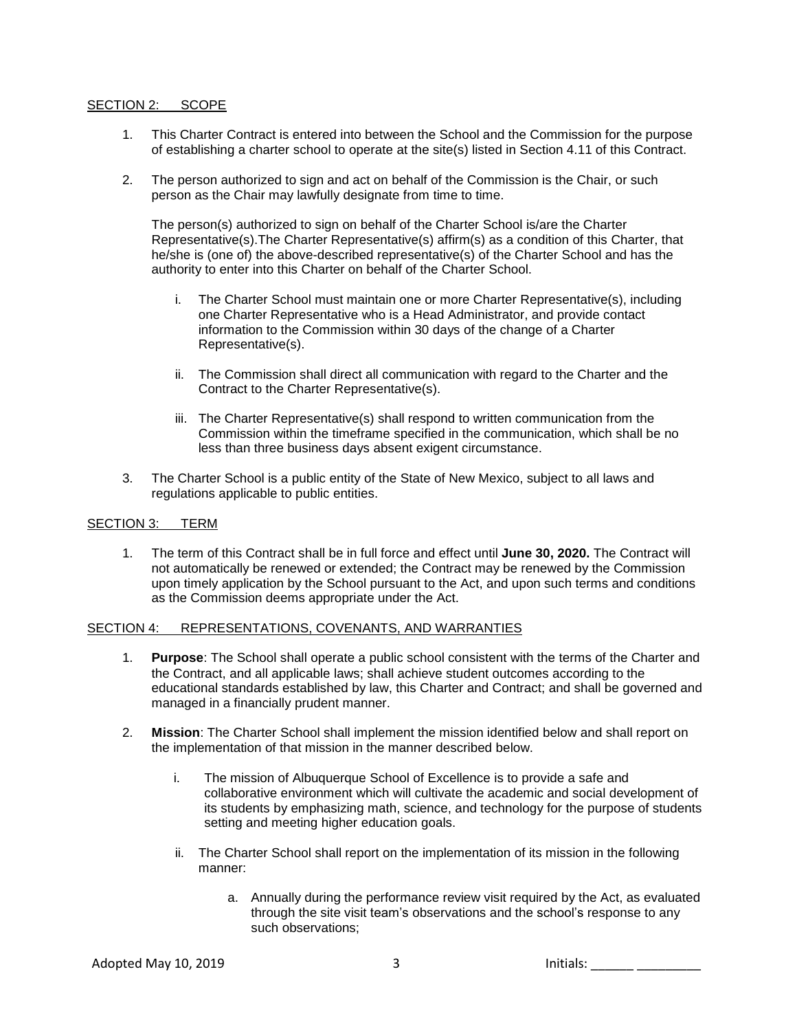## SECTION 2: SCOPE

1. This Charter Contract is entered into between the School and the Commission for the purpose of establishing a charter school to operate at the site(s) listed in Section 4.11 of this Contract.

2. The person authorized to sign and act on behalf of the Commission is the Chair, or such person as the Chair may lawfully designate from time to time.

   The person(s) authorized to sign on behalf of the Charter School is/are the Charter Representative(s).The Charter Representative(s) affirm(s) as a condition of this Charter, that he/she is (one of) the above-described representative(s) of the Charter School and has the authority to enter into this Charter on behalf of the Charter School.

   i. The Charter School must maintain one or more Charter Representative(s), including one Charter Representative who is a Head Administrator, and provide contact information to the Commission within 30 days of the change of a Charter Representative(s).

   ii. The Commission shall direct all communication with regard to the Charter and the Contract to the Charter Representative(s).

   iii. The Charter Representative(s) shall respond to written communication from the Commission within the timeframe specified in the communication, which shall be no less than three business days absent exigent circumstance.

3. The Charter School is a public entity of the State of New Mexico, subject to all laws and regulations applicable to public entities.

## SECTION 3: TERM

1. The term of this Contract shall be in full force and effect until **June 30, 2020.** The Contract will not automatically be renewed or extended; the Contract may be renewed by the Commission upon timely application by the School pursuant to the Act, and upon such terms and conditions as the Commission deems appropriate under the Act.

## SECTION 4: REPRESENTATIONS, COVENANTS, AND WARRANTIES

1. **Purpose**: The School shall operate a public school consistent with the terms of the Charter and the Contract, and all applicable laws; shall achieve student outcomes according to the educational standards established by law, this Charter and Contract; and shall be governed and managed in a financially prudent manner.

2. **Mission**: The Charter School shall implement the mission identified below and shall report on the implementation of that mission in the manner described below.

   i. The mission of Albuquerque School of Excellence is to provide a safe and collaborative environment which will cultivate the academic and social development of its students by emphasizing math, science, and technology for the purpose of students setting and meeting higher education goals.

   ii. The Charter School shall report on the implementation of its mission in the following manner:

      a. Annually during the performance review visit required by the Act, as evaluated through the site visit team's observations and the school's response to any such observations;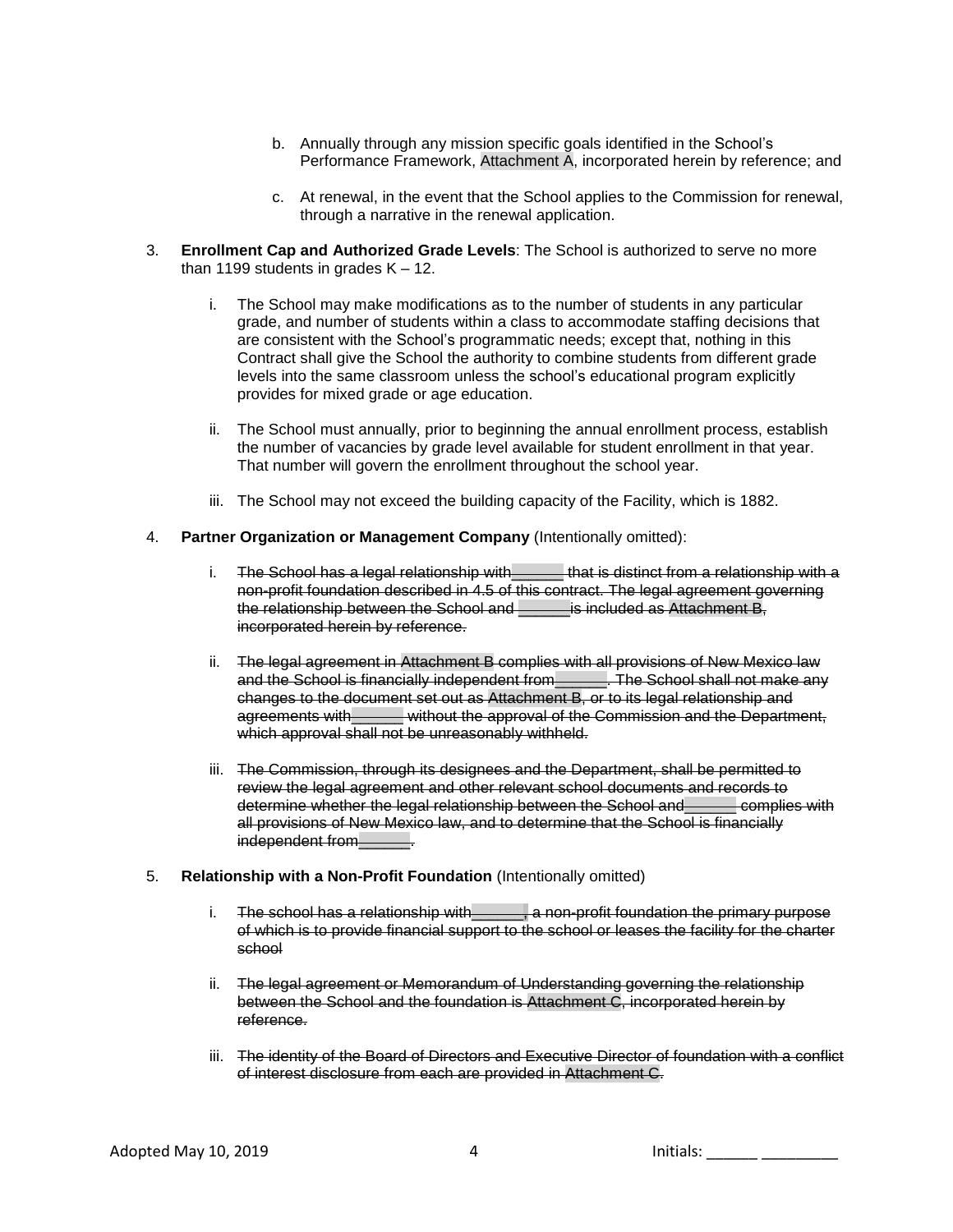b. Annually through any mission specific goals identified in the School's Performance Framework, Attachment A, incorporated herein by reference; and

c. At renewal, in the event that the School applies to the Commission for renewal, through a narrative in the renewal application.

3. **Enrollment Cap and Authorized Grade Levels**: The School is authorized to serve no more than 1199 students in grades K – 12.

   i. The School may make modifications as to the number of students in any particular grade, and number of students within a class to accommodate staffing decisions that are consistent with the School's programmatic needs; except that, nothing in this Contract shall give the School the authority to combine students from different grade levels into the same classroom unless the school's educational program explicitly provides for mixed grade or age education.

   ii. The School must annually, prior to beginning the annual enrollment process, establish the number of vacancies by grade level available for student enrollment in that year. That number will govern the enrollment throughout the school year.

   iii. The School may not exceed the building capacity of the Facility, which is 1882.

4. **Partner Organization or Management Company** (Intentionally omitted):

   i. ~~The School has a legal relationship with______ that is distinct from a relationship with a non-profit foundation described in 4.5 of this contract. The legal agreement governing the relationship between the School and ______is included as Attachment B, incorporated herein by reference.~~

   ii. ~~The legal agreement in Attachment B complies with all provisions of New Mexico law and the School is financially independent from______. The School shall not make any changes to the document set out as Attachment B, or to its legal relationship and agreements with______ without the approval of the Commission and the Department, which approval shall not be unreasonably withheld.~~

   iii. ~~The Commission, through its designees and the Department, shall be permitted to review the legal agreement and other relevant school documents and records to determine whether the legal relationship between the School and______ complies with all provisions of New Mexico law, and to determine that the School is financially independent from______.~~

5. **Relationship with a Non-Profit Foundation** (Intentionally omitted)

   i. ~~The school has a relationship with______, a non-profit foundation the primary purpose of which is to provide financial support to the school or leases the facility for the charter school~~

   ii. ~~The legal agreement or Memorandum of Understanding governing the relationship between the School and the foundation is Attachment C, incorporated herein by reference.~~

   iii. ~~The identity of the Board of Directors and Executive Director of foundation with a conflict of interest disclosure from each are provided in Attachment C.~~

Initials: ______ _________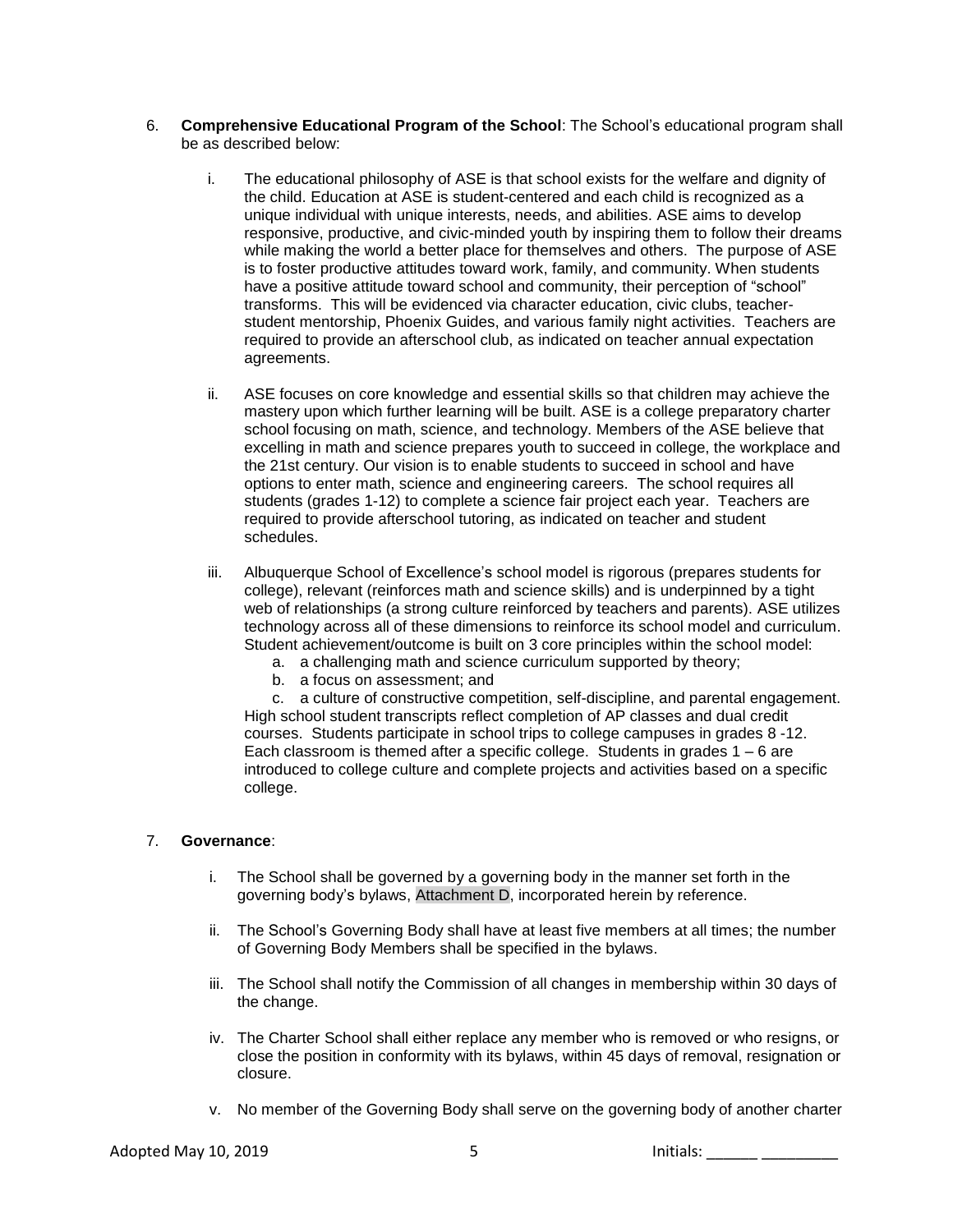6. **Comprehensive Educational Program of the School**: The School's educational program shall be as described below:

   i. The educational philosophy of ASE is that school exists for the welfare and dignity of the child. Education at ASE is student-centered and each child is recognized as a unique individual with unique interests, needs, and abilities. ASE aims to develop responsive, productive, and civic-minded youth by inspiring them to follow their dreams while making the world a better place for themselves and others. The purpose of ASE is to foster productive attitudes toward work, family, and community. When students have a positive attitude toward school and community, their perception of "school" transforms. This will be evidenced via character education, civic clubs, teacher-student mentorship, Phoenix Guides, and various family night activities. Teachers are required to provide an afterschool club, as indicated on teacher annual expectation agreements.

   ii. ASE focuses on core knowledge and essential skills so that children may achieve the mastery upon which further learning will be built. ASE is a college preparatory charter school focusing on math, science, and technology. Members of the ASE believe that excelling in math and science prepares youth to succeed in college, the workplace and the 21st century. Our vision is to enable students to succeed in school and have options to enter math, science and engineering careers. The school requires all students (grades 1-12) to complete a science fair project each year. Teachers are required to provide afterschool tutoring, as indicated on teacher and student schedules.

   iii. Albuquerque School of Excellence's school model is rigorous (prepares students for college), relevant (reinforces math and science skills) and is underpinned by a tight web of relationships (a strong culture reinforced by teachers and parents). ASE utilizes technology across all of these dimensions to reinforce its school model and curriculum. Student achievement/outcome is built on 3 core principles within the school model:
      a. a challenging math and science curriculum supported by theory;
      b. a focus on assessment; and
      c. a culture of constructive competition, self-discipline, and parental engagement.

      High school student transcripts reflect completion of AP classes and dual credit courses. Students participate in school trips to college campuses in grades 8 -12. Each classroom is themed after a specific college. Students in grades 1 – 6 are introduced to college culture and complete projects and activities based on a specific college.

7. **Governance**:

   i. The School shall be governed by a governing body in the manner set forth in the governing body's bylaws, Attachment D, incorporated herein by reference.

   ii. The School's Governing Body shall have at least five members at all times; the number of Governing Body Members shall be specified in the bylaws.

   iii. The School shall notify the Commission of all changes in membership within 30 days of the change.

   iv. The Charter School shall either replace any member who is removed or who resigns, or close the position in conformity with its bylaws, within 45 days of removal, resignation or closure.

   v. No member of the Governing Body shall serve on the governing body of another charter

Adopted May 10, 2019 Initials: ______ _________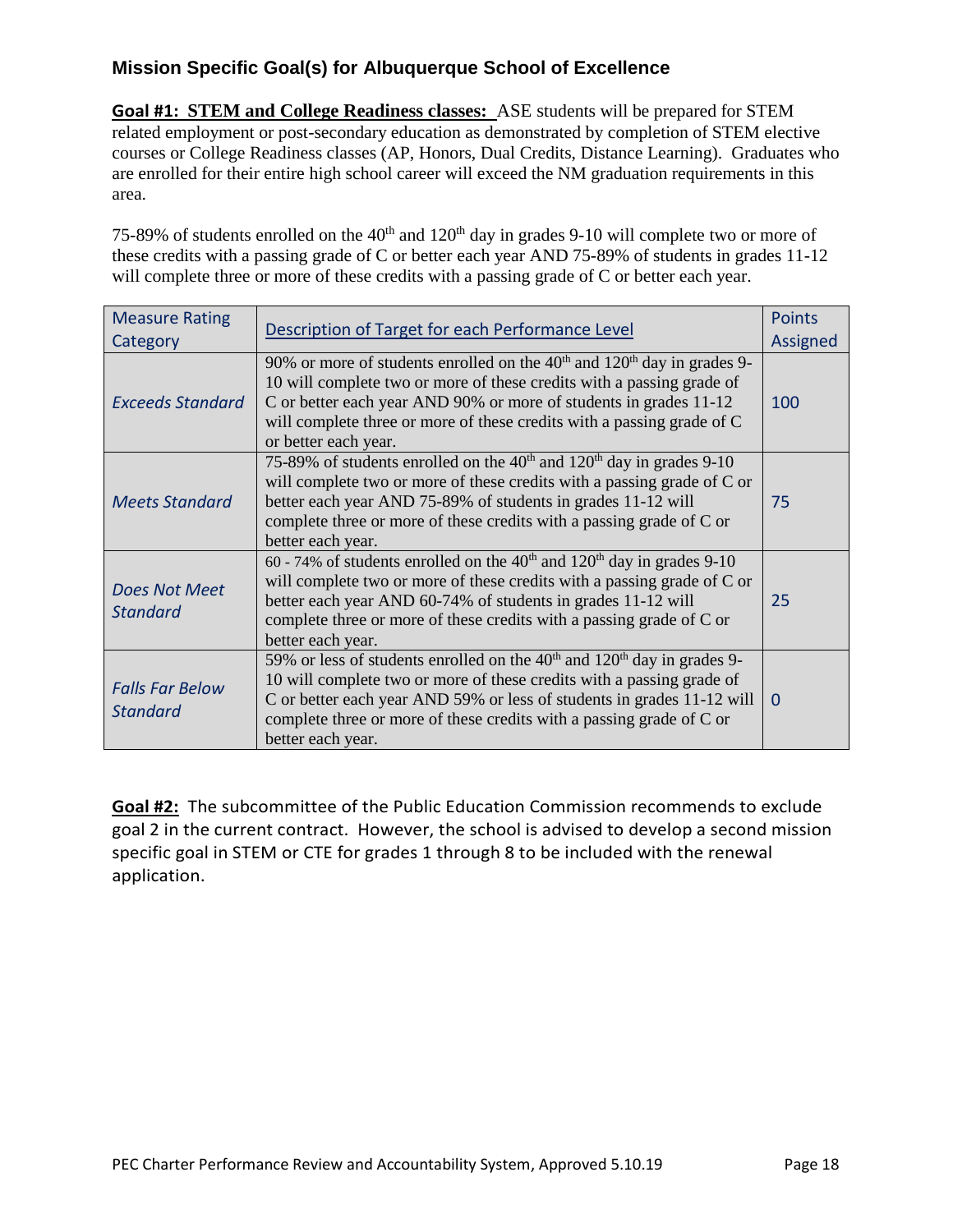### Mission Specific Goal(s) for Albuquerque School of Excellence

**Goal #1: STEM and College Readiness classes:** ASE students will be prepared for STEM related employment or post-secondary education as demonstrated by completion of STEM elective courses or College Readiness classes (AP, Honors, Dual Credits, Distance Learning). Graduates who are enrolled for their entire high school career will exceed the NM graduation requirements in this area.

75-89% of students enrolled on the 40th and 120th day in grades 9-10 will complete two or more of these credits with a passing grade of C or better each year AND 75-89% of students in grades 11-12 will complete three or more of these credits with a passing grade of C or better each year.

| Measure Rating Category | Description of Target for each Performance Level | Points Assigned |
|---|---|---|
| *Exceeds Standard* | 90% or more of students enrolled on the 40th and 120th day in grades 9-10 will complete two or more of these credits with a passing grade of C or better each year AND 90% or more of students in grades 11-12 will complete three or more of these credits with a passing grade of C or better each year. | 100 |
| *Meets Standard* | 75-89% of students enrolled on the 40th and 120th day in grades 9-10 will complete two or more of these credits with a passing grade of C or better each year AND 75-89% of students in grades 11-12 will complete three or more of these credits with a passing grade of C or better each year. | 75 |
| *Does Not Meet Standard* | 60 - 74% of students enrolled on the 40th and 120th day in grades 9-10 will complete two or more of these credits with a passing grade of C or better each year AND 60-74% of students in grades 11-12 will complete three or more of these credits with a passing grade of C or better each year. | 25 |
| *Falls Far Below Standard* | 59% or less of students enrolled on the 40th and 120th day in grades 9-10 will complete two or more of these credits with a passing grade of C or better each year AND 59% or less of students in grades 11-12 will complete three or more of these credits with a passing grade of C or better each year. | 0 |

**Goal #2:** The subcommittee of the Public Education Commission recommends to exclude goal 2 in the current contract. However, the school is advised to develop a second mission specific goal in STEM or CTE for grades 1 through 8 to be included with the renewal application.